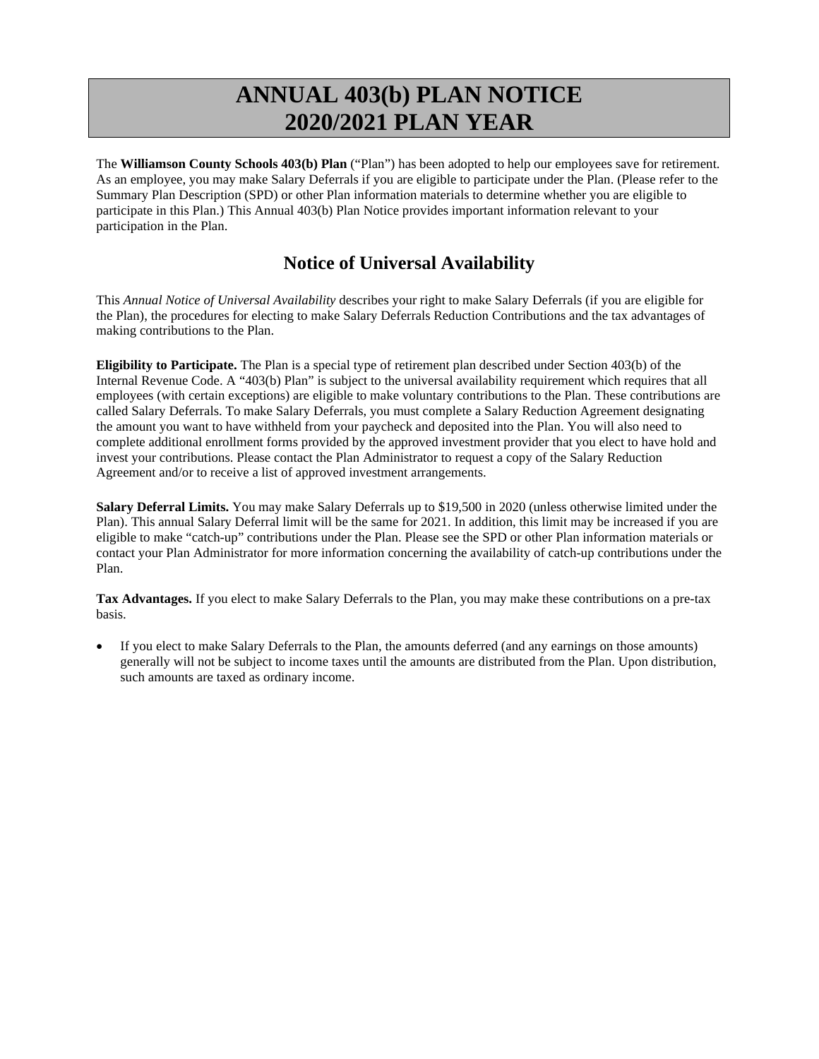# ANNUAL 403(b) PLAN NOTICE
# 2020/2021 PLAN YEAR

The **Williamson County Schools 403(b) Plan** ("Plan") has been adopted to help our employees save for retirement. As an employee, you may make Salary Deferrals if you are eligible to participate under the Plan. (Please refer to the Summary Plan Description (SPD) or other Plan information materials to determine whether you are eligible to participate in this Plan.) This Annual 403(b) Plan Notice provides important information relevant to your participation in the Plan.

## Notice of Universal Availability

This *Annual Notice of Universal Availability* describes your right to make Salary Deferrals (if you are eligible for the Plan), the procedures for electing to make Salary Deferrals Reduction Contributions and the tax advantages of making contributions to the Plan.

**Eligibility to Participate.** The Plan is a special type of retirement plan described under Section 403(b) of the Internal Revenue Code. A "403(b) Plan" is subject to the universal availability requirement which requires that all employees (with certain exceptions) are eligible to make voluntary contributions to the Plan. These contributions are called Salary Deferrals. To make Salary Deferrals, you must complete a Salary Reduction Agreement designating the amount you want to have withheld from your paycheck and deposited into the Plan. You will also need to complete additional enrollment forms provided by the approved investment provider that you elect to have hold and invest your contributions. Please contact the Plan Administrator to request a copy of the Salary Reduction Agreement and/or to receive a list of approved investment arrangements.

**Salary Deferral Limits.** You may make Salary Deferrals up to $19,500 in 2020 (unless otherwise limited under the Plan). This annual Salary Deferral limit will be the same for 2021. In addition, this limit may be increased if you are eligible to make "catch-up" contributions under the Plan. Please see the SPD or other Plan information materials or contact your Plan Administrator for more information concerning the availability of catch-up contributions under the Plan.

**Tax Advantages.** If you elect to make Salary Deferrals to the Plan, you may make these contributions on a pre-tax basis.

- If you elect to make Salary Deferrals to the Plan, the amounts deferred (and any earnings on those amounts) generally will not be subject to income taxes until the amounts are distributed from the Plan. Upon distribution, such amounts are taxed as ordinary income.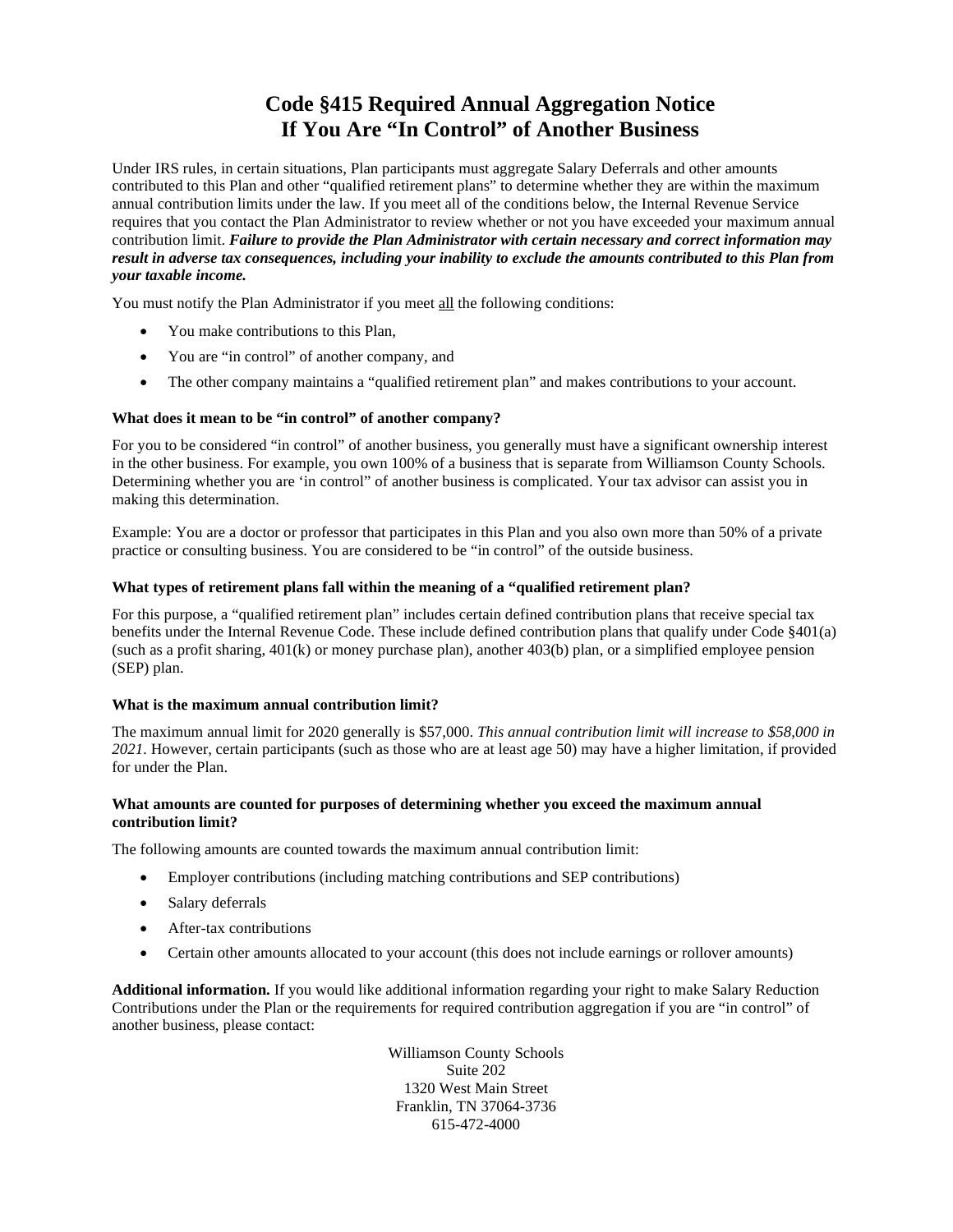# Code §415 Required Annual Aggregation Notice
# If You Are "In Control" of Another Business

Under IRS rules, in certain situations, Plan participants must aggregate Salary Deferrals and other amounts contributed to this Plan and other "qualified retirement plans" to determine whether they are within the maximum annual contribution limits under the law. If you meet all of the conditions below, the Internal Revenue Service requires that you contact the Plan Administrator to review whether or not you have exceeded your maximum annual contribution limit. ***Failure to provide the Plan Administrator with certain necessary and correct information may result in adverse tax consequences, including your inability to exclude the amounts contributed to this Plan from your taxable income.***

You must notify the Plan Administrator if you meet <u>all</u> the following conditions:

- You make contributions to this Plan,
- You are "in control" of another company, and
- The other company maintains a "qualified retirement plan" and makes contributions to your account.

**What does it mean to be "in control" of another company?**

For you to be considered "in control" of another business, you generally must have a significant ownership interest in the other business. For example, you own 100% of a business that is separate from Williamson County Schools. Determining whether you are 'in control" of another business is complicated. Your tax advisor can assist you in making this determination.

Example: You are a doctor or professor that participates in this Plan and you also own more than 50% of a private practice or consulting business. You are considered to be "in control" of the outside business.

**What types of retirement plans fall within the meaning of a "qualified retirement plan?**

For this purpose, a "qualified retirement plan" includes certain defined contribution plans that receive special tax benefits under the Internal Revenue Code. These include defined contribution plans that qualify under Code §401(a) (such as a profit sharing, 401(k) or money purchase plan), another 403(b) plan, or a simplified employee pension (SEP) plan.

**What is the maximum annual contribution limit?**

The maximum annual limit for 2020 generally is $57,000. *This annual contribution limit will increase to $58,000 in 2021*. However, certain participants (such as those who are at least age 50) may have a higher limitation, if provided for under the Plan.

**What amounts are counted for purposes of determining whether you exceed the maximum annual contribution limit?**

The following amounts are counted towards the maximum annual contribution limit:

- Employer contributions (including matching contributions and SEP contributions)
- Salary deferrals
- After-tax contributions
- Certain other amounts allocated to your account (this does not include earnings or rollover amounts)

**Additional information.** If you would like additional information regarding your right to make Salary Reduction Contributions under the Plan or the requirements for required contribution aggregation if you are "in control" of another business, please contact:

Williamson County Schools
Suite 202
1320 West Main Street
Franklin, TN 37064-3736
615-472-4000